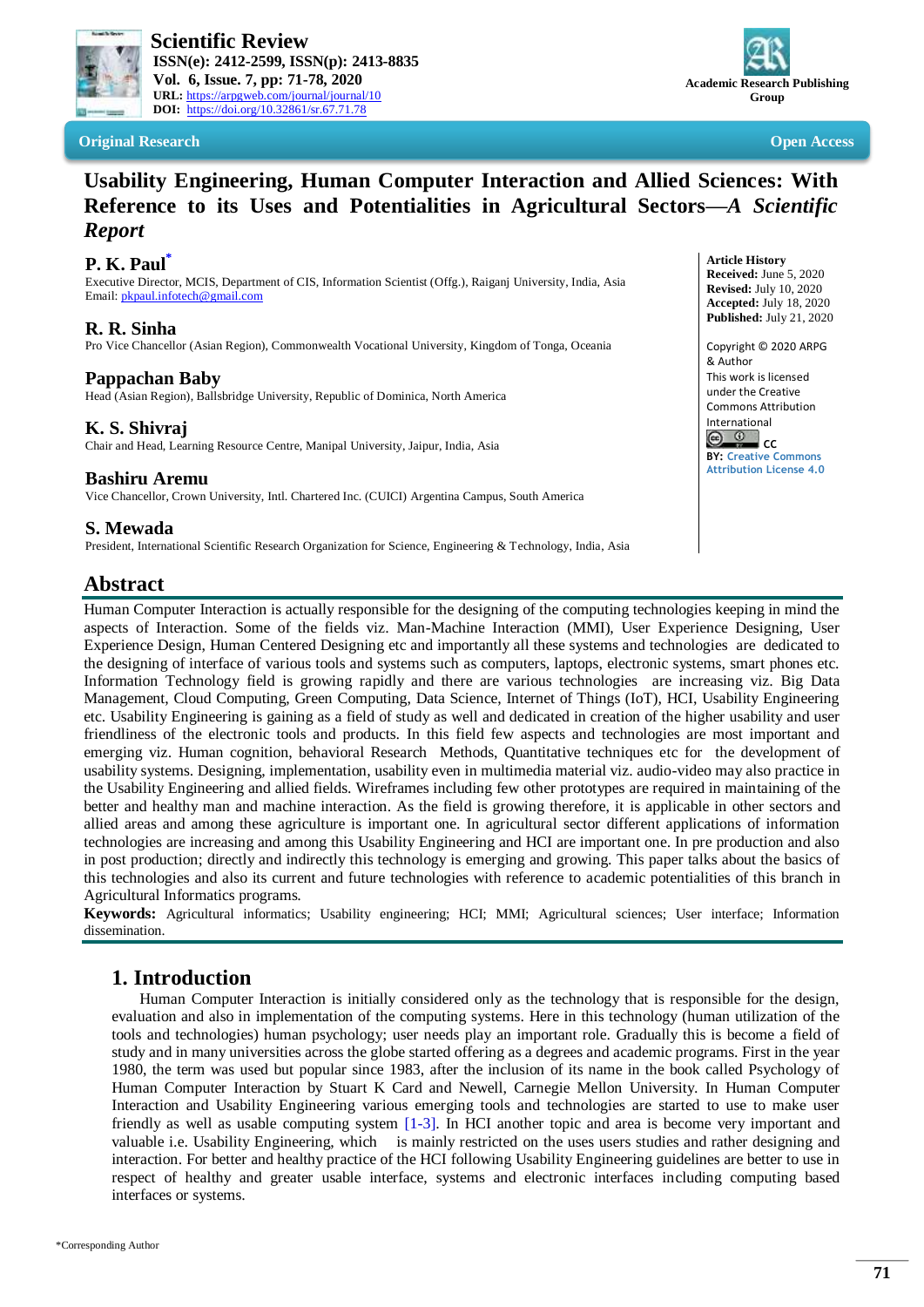Scientific Review
ISSN(e): 2412-2599, ISSN(p): 2413-8835
Vol. 6, Issue. 7, pp: 71-78, 2020
URL: https://arpgweb.com/journal/journal/10
DOI: https://doi.org/10.32861/sr.67.71.78

Academic Research Publishing Group

**Original Research** **Open Access**

# Usability Engineering, Human Computer Interaction and Allied Sciences: With Reference to its Uses and Potentialities in Agricultural Sectors—*A Scientific Report*

**P. K. Paul***
Executive Director, MCIS, Department of CIS, Information Scientist (Offg.), Raiganj University, India, Asia
Email: pkpaul.infotech@gmail.com

**R. R. Sinha**
Pro Vice Chancellor (Asian Region), Commonwealth Vocational University, Kingdom of Tonga, Oceania

**Pappachan Baby**
Head (Asian Region), Ballsbridge University, Republic of Dominica, North America

**K. S. Shivraj**
Chair and Head, Learning Resource Centre, Manipal University, Jaipur, India, Asia

**Bashiru Aremu**
Vice Chancellor, Crown University, Intl. Chartered Inc. (CUICI) Argentina Campus, South America

**S. Mewada**
President, International Scientific Research Organization for Science, Engineering & Technology, India, Asia

**Article History**
**Received:** June 5, 2020
**Revised:** July 10, 2020
**Accepted:** July 18, 2020
**Published:** July 21, 2020

Copyright © 2020 ARPG & Author
This work is licensed under the Creative Commons Attribution International
CC BY: Creative Commons Attribution License 4.0

## Abstract

Human Computer Interaction is actually responsible for the designing of the computing technologies keeping in mind the aspects of Interaction. Some of the fields viz. Man-Machine Interaction (MMI), User Experience Designing, User Experience Design, Human Centered Designing etc and importantly all these systems and technologies are dedicated to the designing of interface of various tools and systems such as computers, laptops, electronic systems, smart phones etc. Information Technology field is growing rapidly and there are various technologies are increasing viz. Big Data Management, Cloud Computing, Green Computing, Data Science, Internet of Things (IoT), HCI, Usability Engineering etc. Usability Engineering is gaining as a field of study as well and dedicated in creation of the higher usability and user friendliness of the electronic tools and products. In this field few aspects and technologies are most important and emerging viz. Human cognition, behavioral Research Methods, Quantitative techniques etc for the development of usability systems. Designing, implementation, usability even in multimedia material viz. audio-video may also practice in the Usability Engineering and allied fields. Wireframes including few other prototypes are required in maintaining of the better and healthy man and machine interaction. As the field is growing therefore, it is applicable in other sectors and allied areas and among these agriculture is important one. In agricultural sector different applications of information technologies are increasing and among this Usability Engineering and HCI are important one. In pre production and also in post production; directly and indirectly this technology is emerging and growing. This paper talks about the basics of this technologies and also its current and future technologies with reference to academic potentialities of this branch in Agricultural Informatics programs.

**Keywords:** Agricultural informatics; Usability engineering; HCI; MMI; Agricultural sciences; User interface; Information dissemination.

## 1. Introduction

Human Computer Interaction is initially considered only as the technology that is responsible for the design, evaluation and also in implementation of the computing systems. Here in this technology (human utilization of the tools and technologies) human psychology; user needs play an important role. Gradually this is become a field of study and in many universities across the globe started offering as a degrees and academic programs. First in the year 1980, the term was used but popular since 1983, after the inclusion of its name in the book called Psychology of Human Computer Interaction by Stuart K Card and Newell, Carnegie Mellon University. In Human Computer Interaction and Usability Engineering various emerging tools and technologies are started to use to make user friendly as well as usable computing system [1-3]. In HCI another topic and area is become very important and valuable i.e. Usability Engineering, which is mainly restricted on the uses users studies and rather designing and interaction. For better and healthy practice of the HCI following Usability Engineering guidelines are better to use in respect of healthy and greater usable interface, systems and electronic interfaces including computing based interfaces or systems.

*Corresponding Author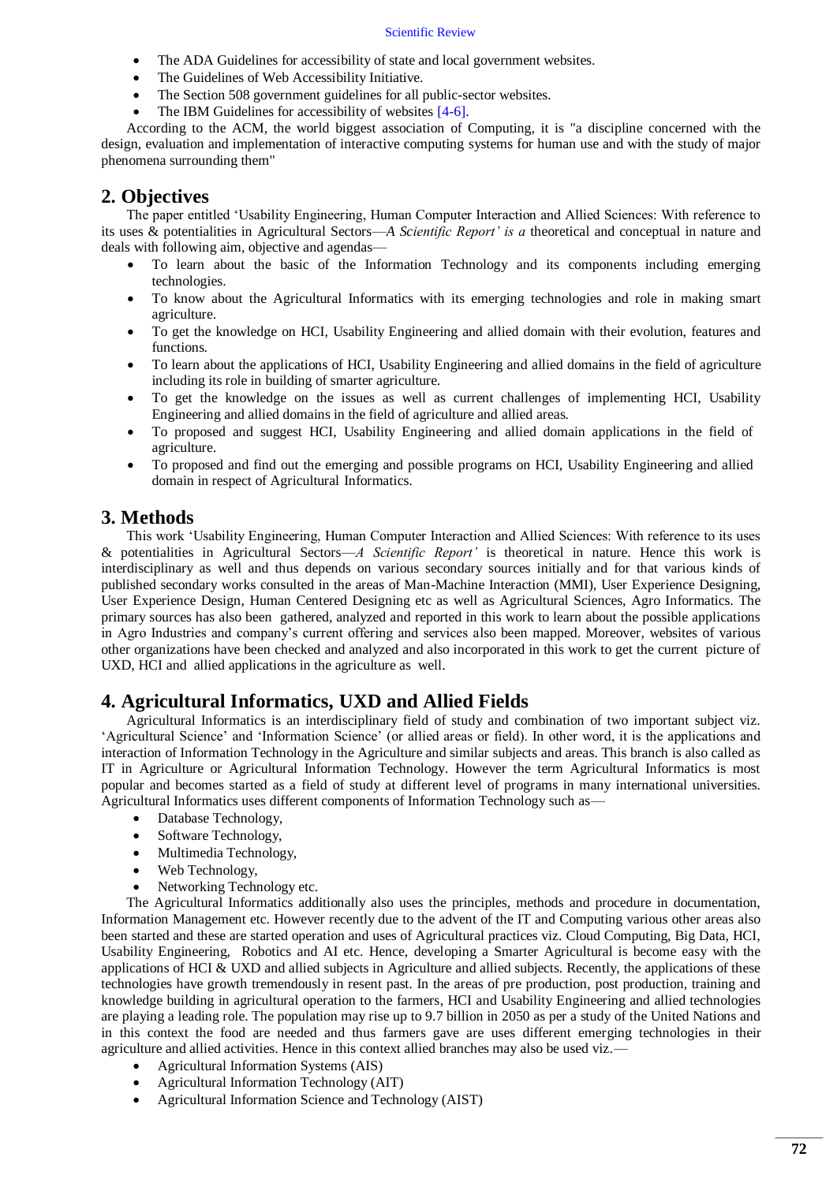- The ADA Guidelines for accessibility of state and local government websites.
- The Guidelines of Web Accessibility Initiative.
- The Section 508 government guidelines for all public-sector websites.
- The IBM Guidelines for accessibility of websites [4-6].

According to the ACM, the world biggest association of Computing, it is "a discipline concerned with the design, evaluation and implementation of interactive computing systems for human use and with the study of major phenomena surrounding them"

## 2. Objectives

The paper entitled 'Usability Engineering, Human Computer Interaction and Allied Sciences: With reference to its uses & potentialities in Agricultural Sectors—*A Scientific Report' is a* theoretical and conceptual in nature and deals with following aim, objective and agendas—

- To learn about the basic of the Information Technology and its components including emerging technologies.
- To know about the Agricultural Informatics with its emerging technologies and role in making smart agriculture.
- To get the knowledge on HCI, Usability Engineering and allied domain with their evolution, features and functions.
- To learn about the applications of HCI, Usability Engineering and allied domains in the field of agriculture including its role in building of smarter agriculture.
- To get the knowledge on the issues as well as current challenges of implementing HCI, Usability Engineering and allied domains in the field of agriculture and allied areas.
- To proposed and suggest HCI, Usability Engineering and allied domain applications in the field of agriculture.
- To proposed and find out the emerging and possible programs on HCI, Usability Engineering and allied domain in respect of Agricultural Informatics.

## 3. Methods

This work 'Usability Engineering, Human Computer Interaction and Allied Sciences: With reference to its uses & potentialities in Agricultural Sectors—*A Scientific Report'* is theoretical in nature. Hence this work is interdisciplinary as well and thus depends on various secondary sources initially and for that various kinds of published secondary works consulted in the areas of Man-Machine Interaction (MMI), User Experience Designing, User Experience Design, Human Centered Designing etc as well as Agricultural Sciences, Agro Informatics. The primary sources has also been gathered, analyzed and reported in this work to learn about the possible applications in Agro Industries and company's current offering and services also been mapped. Moreover, websites of various other organizations have been checked and analyzed and also incorporated in this work to get the current picture of UXD, HCI and allied applications in the agriculture as well.

## 4. Agricultural Informatics, UXD and Allied Fields

Agricultural Informatics is an interdisciplinary field of study and combination of two important subject viz. 'Agricultural Science' and 'Information Science' (or allied areas or field). In other word, it is the applications and interaction of Information Technology in the Agriculture and similar subjects and areas. This branch is also called as IT in Agriculture or Agricultural Information Technology. However the term Agricultural Informatics is most popular and becomes started as a field of study at different level of programs in many international universities. Agricultural Informatics uses different components of Information Technology such as—

- Database Technology,
- Software Technology,
- Multimedia Technology,
- Web Technology,
- Networking Technology etc.

The Agricultural Informatics additionally also uses the principles, methods and procedure in documentation, Information Management etc. However recently due to the advent of the IT and Computing various other areas also been started and these are started operation and uses of Agricultural practices viz. Cloud Computing, Big Data, HCI, Usability Engineering, Robotics and AI etc. Hence, developing a Smarter Agricultural is become easy with the applications of HCI & UXD and allied subjects in Agriculture and allied subjects. Recently, the applications of these technologies have growth tremendously in resent past. In the areas of pre production, post production, training and knowledge building in agricultural operation to the farmers, HCI and Usability Engineering and allied technologies are playing a leading role. The population may rise up to 9.7 billion in 2050 as per a study of the United Nations and in this context the food are needed and thus farmers gave are uses different emerging technologies in their agriculture and allied activities. Hence in this context allied branches may also be used viz.—

- Agricultural Information Systems (AIS)
- Agricultural Information Technology (AIT)
- Agricultural Information Science and Technology (AIST)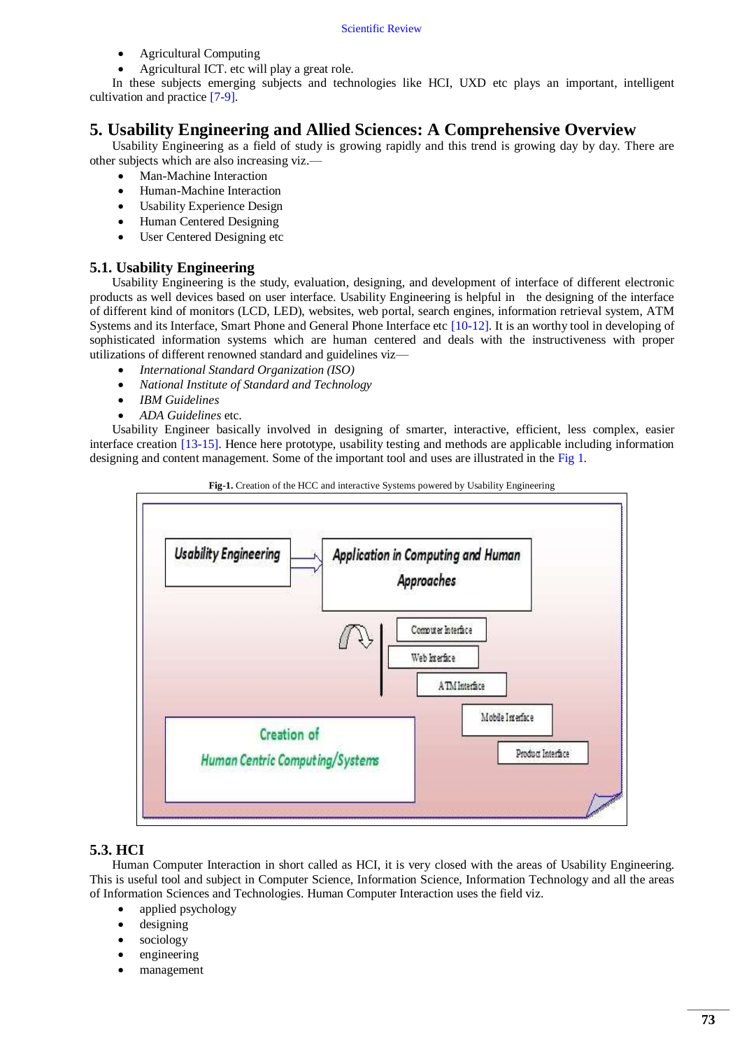- Agricultural Computing
- Agricultural ICT. etc will play a great role.

In these subjects emerging subjects and technologies like HCI, UXD etc plays an important, intelligent cultivation and practice [7-9].

## 5. Usability Engineering and Allied Sciences: A Comprehensive Overview

Usability Engineering as a field of study is growing rapidly and this trend is growing day by day. There are other subjects which are also increasing viz.—

- Man-Machine Interaction
- Human-Machine Interaction
- Usability Experience Design
- Human Centered Designing
- User Centered Designing etc

### 5.1. Usability Engineering

Usability Engineering is the study, evaluation, designing, and development of interface of different electronic products as well devices based on user interface. Usability Engineering is helpful in the designing of the interface of different kind of monitors (LCD, LED), websites, web portal, search engines, information retrieval system, ATM Systems and its Interface, Smart Phone and General Phone Interface etc [10-12]. It is an worthy tool in developing of sophisticated information systems which are human centered and deals with the instructiveness with proper utilizations of different renowned standard and guidelines viz—

- *International Standard Organization (ISO)*
- *National Institute of Standard and Technology*
- *IBM Guidelines*
- *ADA Guidelines* etc.

Usability Engineer basically involved in designing of smarter, interactive, efficient, less complex, easier interface creation [13-15]. Hence here prototype, usability testing and methods are applicable including information designing and content management. Some of the important tool and uses are illustrated in the Fig 1.

**Fig-1.** Creation of the HCC and interactive Systems powered by Usability Engineering

Usability Engineering → Application in Computing and Human Approaches

Computer Interface

Web Interface

ATM Interface

Mobile Interface

Product Interface

Creation of Human Centric Computing/Systems

### 5.3. HCI

Human Computer Interaction in short called as HCI, it is very closed with the areas of Usability Engineering. This is useful tool and subject in Computer Science, Information Science, Information Technology and all the areas of Information Sciences and Technologies. Human Computer Interaction uses the field viz.

- applied psychology
- designing
- sociology
- engineering
- management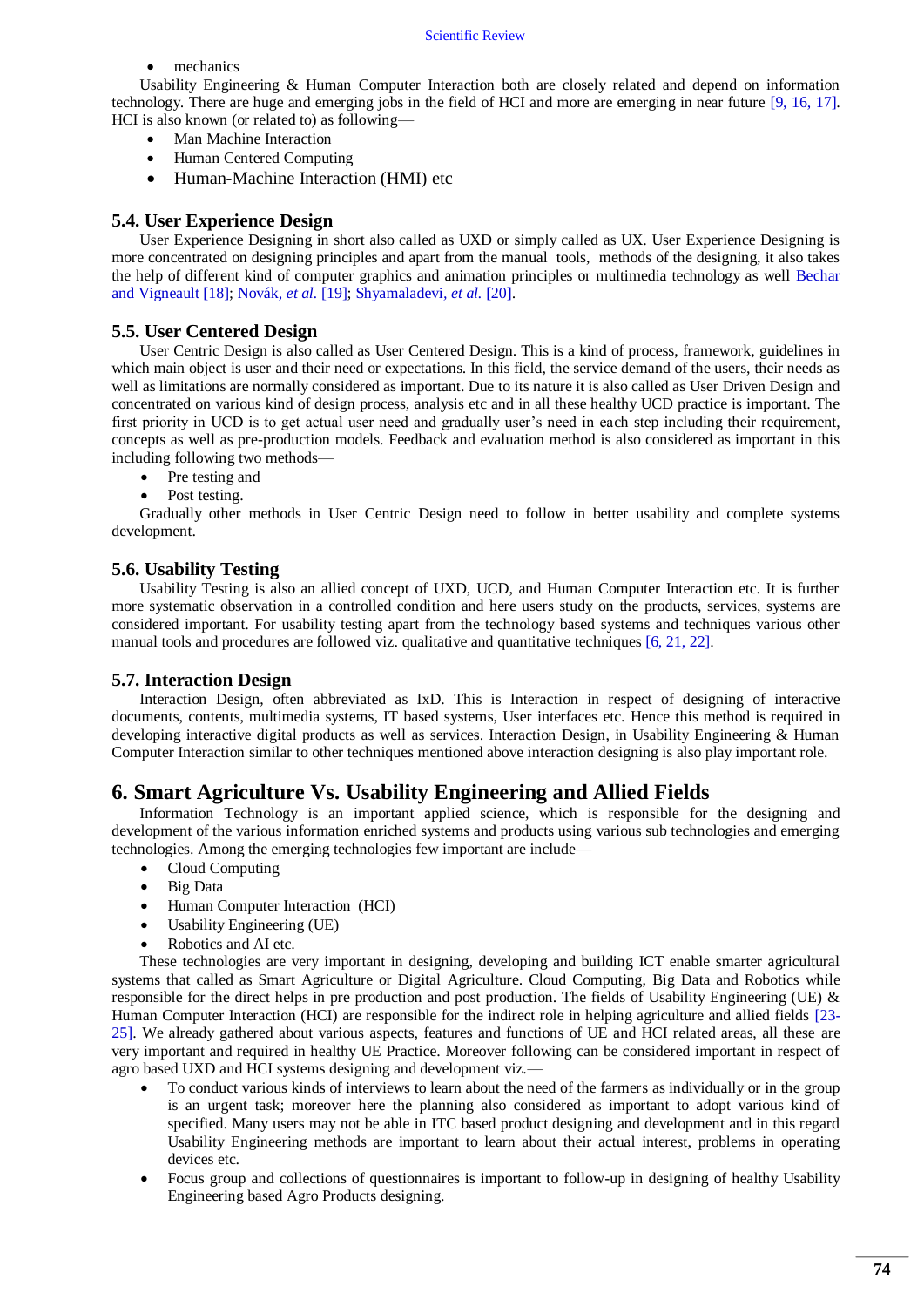- mechanics

Usability Engineering & Human Computer Interaction both are closely related and depend on information technology. There are huge and emerging jobs in the field of HCI and more are emerging in near future [9, 16, 17]. HCI is also known (or related to) as following—

- Man Machine Interaction
- Human Centered Computing
- Human-Machine Interaction (HMI) etc

### 5.4. User Experience Design

User Experience Designing in short also called as UXD or simply called as UX. User Experience Designing is more concentrated on designing principles and apart from the manual tools, methods of the designing, it also takes the help of different kind of computer graphics and animation principles or multimedia technology as well Bechar and Vigneault [18]; Novák, *et al.* [19]; Shyamaladevi, *et al.* [20].

### 5.5. User Centered Design

User Centric Design is also called as User Centered Design. This is a kind of process, framework, guidelines in which main object is user and their need or expectations. In this field, the service demand of the users, their needs as well as limitations are normally considered as important. Due to its nature it is also called as User Driven Design and concentrated on various kind of design process, analysis etc and in all these healthy UCD practice is important. The first priority in UCD is to get actual user need and gradually user's need in each step including their requirement, concepts as well as pre-production models. Feedback and evaluation method is also considered as important in this including following two methods—

- Pre testing and
- Post testing.

Gradually other methods in User Centric Design need to follow in better usability and complete systems development.

### 5.6. Usability Testing

Usability Testing is also an allied concept of UXD, UCD, and Human Computer Interaction etc. It is further more systematic observation in a controlled condition and here users study on the products, services, systems are considered important. For usability testing apart from the technology based systems and techniques various other manual tools and procedures are followed viz. qualitative and quantitative techniques [6, 21, 22].

### 5.7. Interaction Design

Interaction Design, often abbreviated as IxD. This is Interaction in respect of designing of interactive documents, contents, multimedia systems, IT based systems, User interfaces etc. Hence this method is required in developing interactive digital products as well as services. Interaction Design, in Usability Engineering & Human Computer Interaction similar to other techniques mentioned above interaction designing is also play important role.

## 6. Smart Agriculture Vs. Usability Engineering and Allied Fields

Information Technology is an important applied science, which is responsible for the designing and development of the various information enriched systems and products using various sub technologies and emerging technologies. Among the emerging technologies few important are include—

- Cloud Computing
- Big Data
- Human Computer Interaction (HCI)
- Usability Engineering (UE)
- Robotics and AI etc.

These technologies are very important in designing, developing and building ICT enable smarter agricultural systems that called as Smart Agriculture or Digital Agriculture. Cloud Computing, Big Data and Robotics while responsible for the direct helps in pre production and post production. The fields of Usability Engineering (UE) & Human Computer Interaction (HCI) are responsible for the indirect role in helping agriculture and allied fields [23-25]. We already gathered about various aspects, features and functions of UE and HCI related areas, all these are very important and required in healthy UE Practice. Moreover following can be considered important in respect of agro based UXD and HCI systems designing and development viz.—

- To conduct various kinds of interviews to learn about the need of the farmers as individually or in the group is an urgent task; moreover here the planning also considered as important to adopt various kind of specified. Many users may not be able in ITC based product designing and development and in this regard Usability Engineering methods are important to learn about their actual interest, problems in operating devices etc.
- Focus group and collections of questionnaires is important to follow-up in designing of healthy Usability Engineering based Agro Products designing.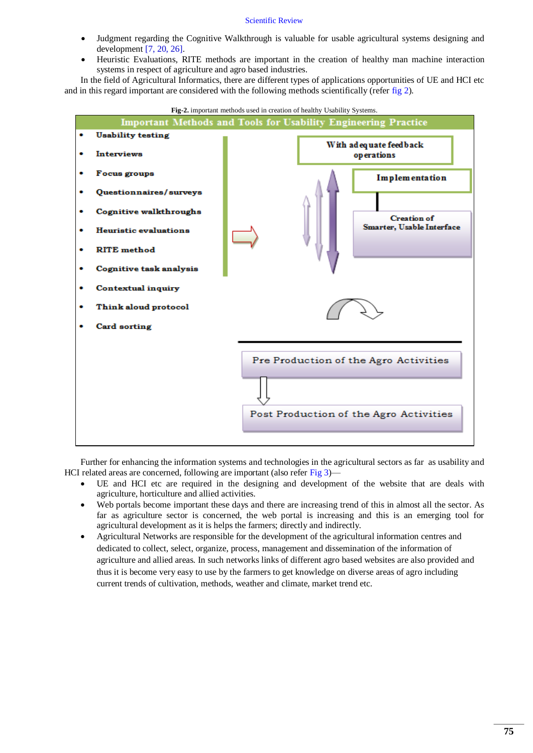- Judgment regarding the Cognitive Walkthrough is valuable for usable agricultural systems designing and development [7, 20, 26].
- Heuristic Evaluations, RITE methods are important in the creation of healthy man machine interaction systems in respect of agriculture and agro based industries.

In the field of Agricultural Informatics, there are different types of applications opportunities of UE and HCI etc and in this regard important are considered with the following methods scientifically (refer fig 2).

**Fig-2.** important methods used in creation of healthy Usability Systems.

**Important Methods and Tools for Usability Engineering Practice**

- **Usability testing**
- **Interviews**
- **Focus groups**
- **Questionnaires/surveys**
- **Cognitive walkthroughs**
- **Heuristic evaluations**
- **RITE method**
- **Cognitive task analysis**
- **Contextual inquiry**
- **Think aloud protocol**
- **Card sorting**

With adequate feedback operations

Implementation

Creation of Smarter, Usable Interface

Pre Production of the Agro Activities

Post Production of the Agro Activities

Further for enhancing the information systems and technologies in the agricultural sectors as far as usability and HCI related areas are concerned, following are important (also refer Fig 3)—

- UE and HCI etc are required in the designing and development of the website that are deals with agriculture, horticulture and allied activities.
- Web portals become important these days and there are increasing trend of this in almost all the sector. As far as agriculture sector is concerned, the web portal is increasing and this is an emerging tool for agricultural development as it is helps the farmers; directly and indirectly.
- Agricultural Networks are responsible for the development of the agricultural information centres and dedicated to collect, select, organize, process, management and dissemination of the information of agriculture and allied areas. In such networks links of different agro based websites are also provided and thus it is become very easy to use by the farmers to get knowledge on diverse areas of agro including current trends of cultivation, methods, weather and climate, market trend etc.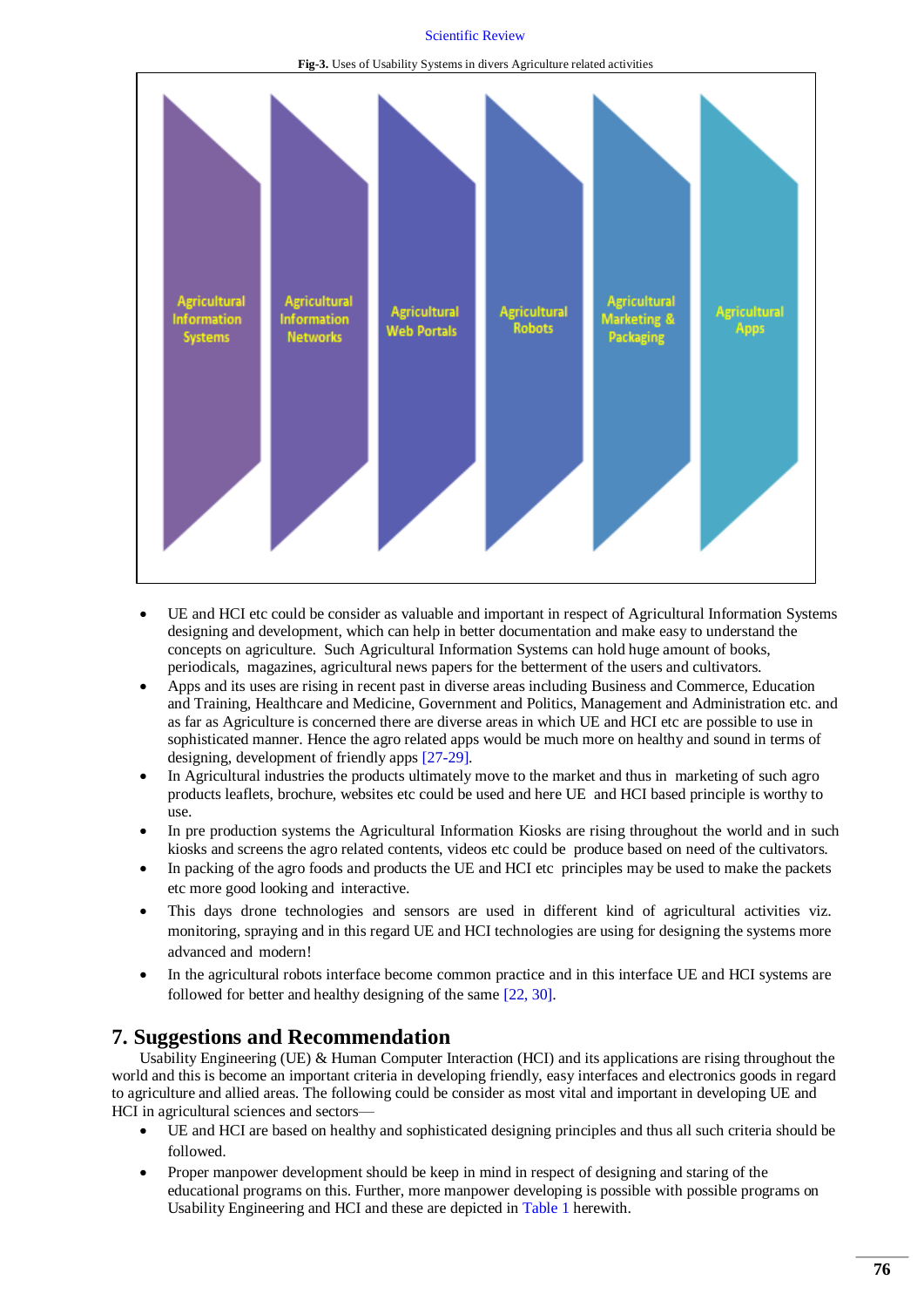**Fig-3.** Uses of Usability Systems in divers Agriculture related activities

Agricultural Information Systems | Agricultural Information Networks | Agricultural Web Portals | Agricultural Robots | Agricultural Marketing & Packaging | Agricultural Apps

- UE and HCI etc could be consider as valuable and important in respect of Agricultural Information Systems designing and development, which can help in better documentation and make easy to understand the concepts on agriculture. Such Agricultural Information Systems can hold huge amount of books, periodicals, magazines, agricultural news papers for the betterment of the users and cultivators.
- Apps and its uses are rising in recent past in diverse areas including Business and Commerce, Education and Training, Healthcare and Medicine, Government and Politics, Management and Administration etc. and as far as Agriculture is concerned there are diverse areas in which UE and HCI etc are possible to use in sophisticated manner. Hence the agro related apps would be much more on healthy and sound in terms of designing, development of friendly apps [27-29].
- In Agricultural industries the products ultimately move to the market and thus in marketing of such agro products leaflets, brochure, websites etc could be used and here UE and HCI based principle is worthy to use.
- In pre production systems the Agricultural Information Kiosks are rising throughout the world and in such kiosks and screens the agro related contents, videos etc could be produce based on need of the cultivators.
- In packing of the agro foods and products the UE and HCI etc principles may be used to make the packets etc more good looking and interactive.
- This days drone technologies and sensors are used in different kind of agricultural activities viz. monitoring, spraying and in this regard UE and HCI technologies are using for designing the systems more advanced and modern!
- In the agricultural robots interface become common practice and in this interface UE and HCI systems are followed for better and healthy designing of the same [22, 30].

## 7. Suggestions and Recommendation

Usability Engineering (UE) & Human Computer Interaction (HCI) and its applications are rising throughout the world and this is become an important criteria in developing friendly, easy interfaces and electronics goods in regard to agriculture and allied areas. The following could be consider as most vital and important in developing UE and HCI in agricultural sciences and sectors—

- UE and HCI are based on healthy and sophisticated designing principles and thus all such criteria should be followed.
- Proper manpower development should be keep in mind in respect of designing and staring of the educational programs on this. Further, more manpower developing is possible with possible programs on Usability Engineering and HCI and these are depicted in Table 1 herewith.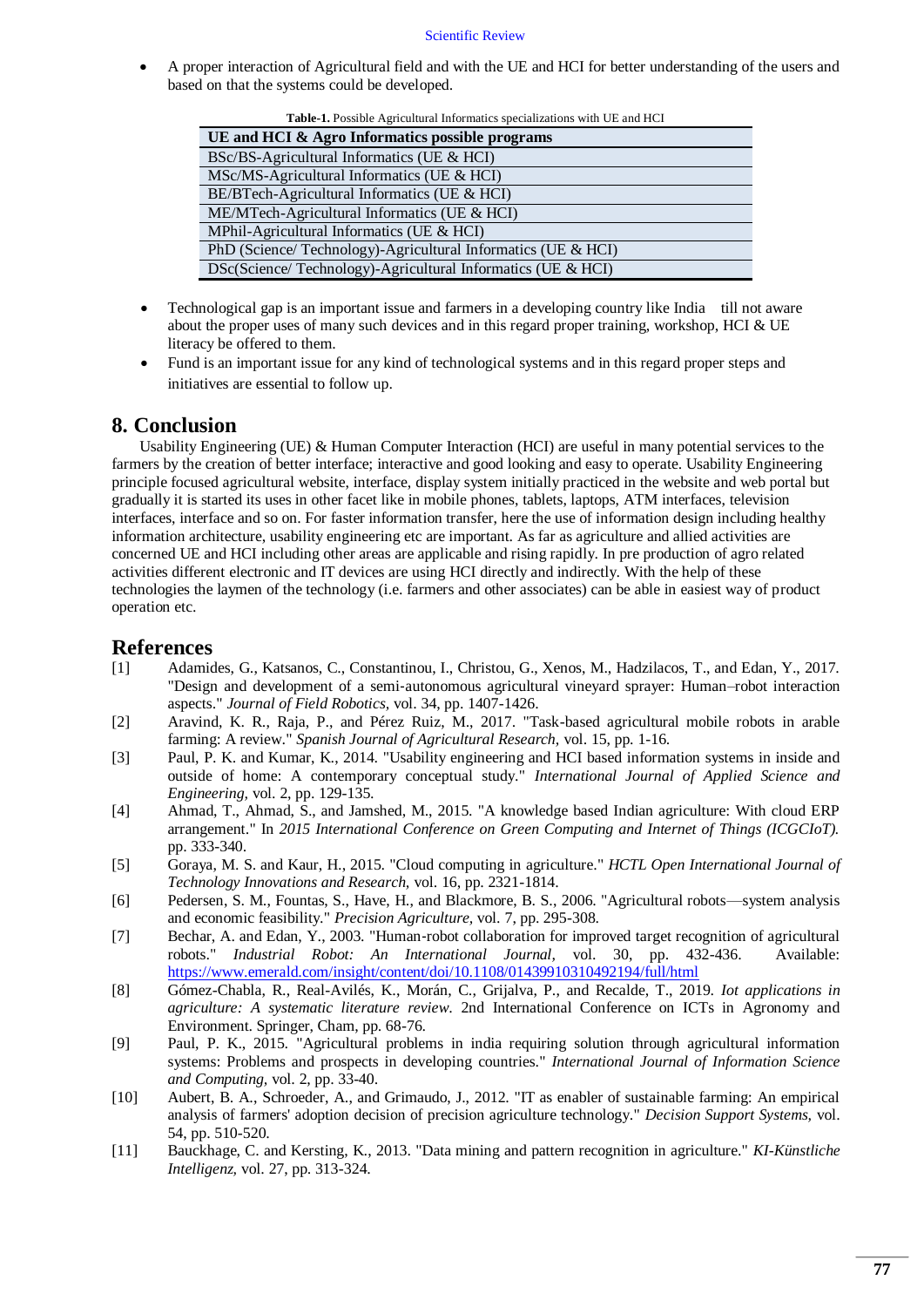- A proper interaction of Agricultural field and with the UE and HCI for better understanding of the users and based on that the systems could be developed.

**Table-1.** Possible Agricultural Informatics specializations with UE and HCI

| UE and HCI & Agro Informatics possible programs |
|---|
| BSc/BS-Agricultural Informatics (UE & HCI) |
| MSc/MS-Agricultural Informatics (UE & HCI) |
| BE/BTech-Agricultural Informatics (UE & HCI) |
| ME/MTech-Agricultural Informatics (UE & HCI) |
| MPhil-Agricultural Informatics (UE & HCI) |
| PhD (Science/ Technology)-Agricultural Informatics (UE & HCI) |
| DSc(Science/ Technology)-Agricultural Informatics (UE & HCI) |

- Technological gap is an important issue and farmers in a developing country like India till not aware about the proper uses of many such devices and in this regard proper training, workshop, HCI & UE literacy be offered to them.
- Fund is an important issue for any kind of technological systems and in this regard proper steps and initiatives are essential to follow up.

## 8. Conclusion

Usability Engineering (UE) & Human Computer Interaction (HCI) are useful in many potential services to the farmers by the creation of better interface; interactive and good looking and easy to operate. Usability Engineering principle focused agricultural website, interface, display system initially practiced in the website and web portal but gradually it is started its uses in other facet like in mobile phones, tablets, laptops, ATM interfaces, television interfaces, interface and so on. For faster information transfer, here the use of information design including healthy information architecture, usability engineering etc are important. As far as agriculture and allied activities are concerned UE and HCI including other areas are applicable and rising rapidly. In pre production of agro related activities different electronic and IT devices are using HCI directly and indirectly. With the help of these technologies the laymen of the technology (i.e. farmers and other associates) can be able in easiest way of product operation etc.

## References

[1] Adamides, G., Katsanos, C., Constantinou, I., Christou, G., Xenos, M., Hadzilacos, T., and Edan, Y., 2017. "Design and development of a semi-autonomous agricultural vineyard sprayer: Human–robot interaction aspects." *Journal of Field Robotics,* vol. 34, pp. 1407-1426.

[2] Aravind, K. R., Raja, P., and Pérez Ruiz, M., 2017. "Task-based agricultural mobile robots in arable farming: A review." *Spanish Journal of Agricultural Research,* vol. 15, pp. 1-16.

[3] Paul, P. K. and Kumar, K., 2014. "Usability engineering and HCI based information systems in inside and outside of home: A contemporary conceptual study." *International Journal of Applied Science and Engineering,* vol. 2, pp. 129-135.

[4] Ahmad, T., Ahmad, S., and Jamshed, M., 2015. "A knowledge based Indian agriculture: With cloud ERP arrangement." In *2015 International Conference on Green Computing and Internet of Things (ICGCIoT).* pp. 333-340.

[5] Goraya, M. S. and Kaur, H., 2015. "Cloud computing in agriculture." *HCTL Open International Journal of Technology Innovations and Research,* vol. 16, pp. 2321-1814.

[6] Pedersen, S. M., Fountas, S., Have, H., and Blackmore, B. S., 2006. "Agricultural robots—system analysis and economic feasibility." *Precision Agriculture,* vol. 7, pp. 295-308.

[7] Bechar, A. and Edan, Y., 2003. "Human-robot collaboration for improved target recognition of agricultural robots." *Industrial Robot: An International Journal,* vol. 30, pp. 432-436. Available: https://www.emerald.com/insight/content/doi/10.1108/01439910310492194/full/html

[8] Gómez-Chabla, R., Real-Avilés, K., Morán, C., Grijalva, P., and Recalde, T., 2019. *Iot applications in agriculture: A systematic literature review.* 2nd International Conference on ICTs in Agronomy and Environment. Springer, Cham, pp. 68-76.

[9] Paul, P. K., 2015. "Agricultural problems in india requiring solution through agricultural information systems: Problems and prospects in developing countries." *International Journal of Information Science and Computing,* vol. 2, pp. 33-40.

[10] Aubert, B. A., Schroeder, A., and Grimaudo, J., 2012. "IT as enabler of sustainable farming: An empirical analysis of farmers' adoption decision of precision agriculture technology." *Decision Support Systems,* vol. 54, pp. 510-520.

[11] Bauckhage, C. and Kersting, K., 2013. "Data mining and pattern recognition in agriculture." *KI-Künstliche Intelligenz,* vol. 27, pp. 313-324.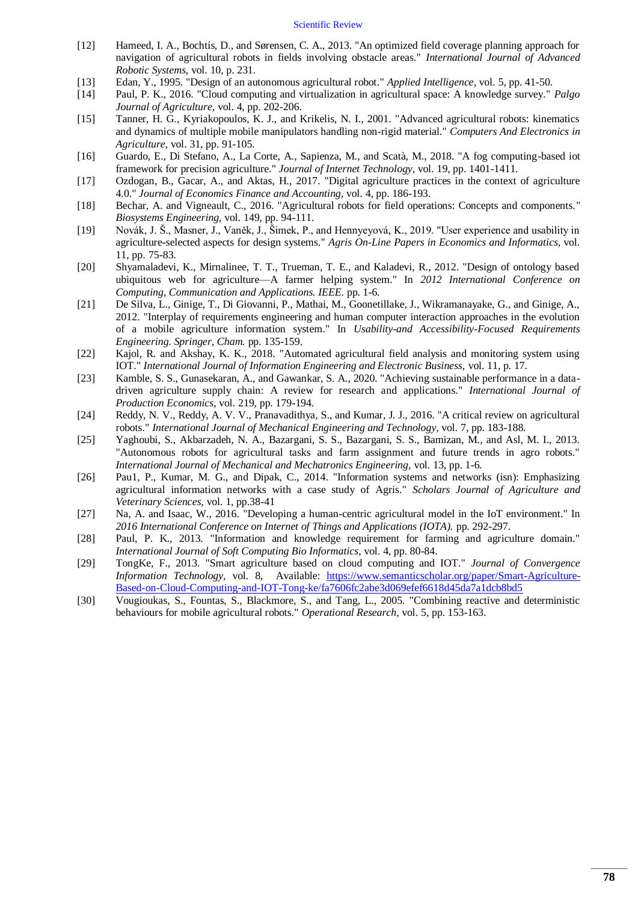[12] Hameed, I. A., Bochtis, D., and Sørensen, C. A., 2013. "An optimized field coverage planning approach for navigation of agricultural robots in fields involving obstacle areas." *International Journal of Advanced Robotic Systems*, vol. 10, p. 231.

[13] Edan, Y., 1995. "Design of an autonomous agricultural robot." *Applied Intelligence*, vol. 5, pp. 41-50.

[14] Paul, P. K., 2016. "Cloud computing and virtualization in agricultural space: A knowledge survey." *Palgo Journal of Agriculture*, vol. 4, pp. 202-206.

[15] Tanner, H. G., Kyriakopoulos, K. J., and Krikelis, N. I., 2001. "Advanced agricultural robots: kinematics and dynamics of multiple mobile manipulators handling non-rigid material." *Computers And Electronics in Agriculture*, vol. 31, pp. 91-105.

[16] Guardo, E., Di Stefano, A., La Corte, A., Sapienza, M., and Scatà, M., 2018. "A fog computing-based iot framework for precision agriculture." *Journal of Internet Technology*, vol. 19, pp. 1401-1411.

[17] Ozdogan, B., Gacar, A., and Aktas, H., 2017. "Digital agriculture practices in the context of agriculture 4.0." *Journal of Economics Finance and Accounting*, vol. 4, pp. 186-193.

[18] Bechar, A. and Vigneault, C., 2016. "Agricultural robots for field operations: Concepts and components." *Biosystems Engineering*, vol. 149, pp. 94-111.

[19] Novák, J. Š., Masner, J., Vaněk, J., Šimek, P., and Hennyeyová, K., 2019. "User experience and usability in agriculture-selected aspects for design systems." *Agris On-Line Papers in Economics and Informatics*, vol. 11, pp. 75-83.

[20] Shyamaladevi, K., Mirnalinee, T. T., Trueman, T. E., and Kaladevi, R., 2012. "Design of ontology based ubiquitous web for agriculture—A farmer helping system." In *2012 International Conference on Computing, Communication and Applications. IEEE*. pp. 1-6.

[21] De Silva, L., Ginige, T., Di Giovanni, P., Mathai, M., Goonetillake, J., Wikramanayake, G., and Ginige, A., 2012. "Interplay of requirements engineering and human computer interaction approaches in the evolution of a mobile agriculture information system." In *Usability-and Accessibility-Focused Requirements Engineering. Springer, Cham*. pp. 135-159.

[22] Kajol, R. and Akshay, K. K., 2018. "Automated agricultural field analysis and monitoring system using IOT." *International Journal of Information Engineering and Electronic Business*, vol. 11, p. 17.

[23] Kamble, S. S., Gunasekaran, A., and Gawankar, S. A., 2020. "Achieving sustainable performance in a data-driven agriculture supply chain: A review for research and applications." *International Journal of Production Economics*, vol. 219, pp. 179-194.

[24] Reddy, N. V., Reddy, A. V. V., Pranavadithya, S., and Kumar, J. J., 2016. "A critical review on agricultural robots." *International Journal of Mechanical Engineering and Technology*, vol. 7, pp. 183-188.

[25] Yaghoubi, S., Akbarzadeh, N. A., Bazargani, S. S., Bazargani, S. S., Bamizan, M., and Asl, M. I., 2013. "Autonomous robots for agricultural tasks and farm assignment and future trends in agro robots." *International Journal of Mechanical and Mechatronics Engineering*, vol. 13, pp. 1-6.

[26] Pau1, P., Kumar, M. G., and Dipak, C., 2014. "Information systems and networks (isn): Emphasizing agricultural information networks with a case study of Agris." *Scholars Journal of Agriculture and Veterinary Sciences*, vol. 1, pp.38-41

[27] Na, A. and Isaac, W., 2016. "Developing a human-centric agricultural model in the IoT environment." In *2016 International Conference on Internet of Things and Applications (IOTA)*. pp. 292-297.

[28] Paul, P. K., 2013. "Information and knowledge requirement for farming and agriculture domain." *International Journal of Soft Computing Bio Informatics*, vol. 4, pp. 80-84.

[29] TongKe, F., 2013. "Smart agriculture based on cloud computing and IOT." *Journal of Convergence Information Technology*, vol. 8, Available: https://www.semanticscholar.org/paper/Smart-Agriculture-Based-on-Cloud-Computing-and-IOT-Tong-ke/fa7606fc2abe3d069efef6618d45da7a1dcb8bd5

[30] Vougioukas, S., Fountas, S., Blackmore, S., and Tang, L., 2005. "Combining reactive and deterministic behaviours for mobile agricultural robots." *Operational Research*, vol. 5, pp. 153-163.